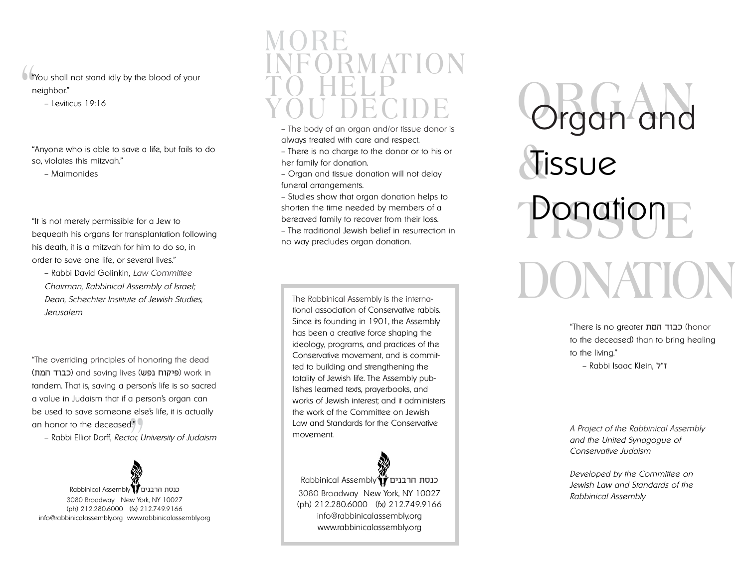"You shall not stand idly by the blood of your neighbor."

– Leviticus 19:16

"Anyone who is able to save a life, but fails to do so, violates this mitzvah."

– Maimonides

"It is not merely permissible for a Jew to bequeath his organs for transplantation following his death, it is a mitzvah for him to do so, in order to save one life, or several lives."

– Rabbi David Golinkin, *Law Committee Chairman, Rabbinical Assembly of Israel; Dean, Schechter Institute of Jewish Studies, Jerusalem*

"The overriding principles of honoring the dead (כבוד המת) and saving lives (פיקוח נפש) work in tandem. That is, saving a person's life is so sacred a value in Judaism that if a person's organ can be used to save someone else's life, it is actually an honor to the deceased."

– Rabbi Elliot Dorff, *Rector, University of Judaism*

Rabbinical Assembly כנסת הרבנים
3080 Broadway New York, NY 10027
(ph) 212.280.6000 (fx) 212.749.9166
info@rabbinicalassembly.org www.rabbinicalassembly.org

## More Information to Help You Decide

– The body of an organ and/or tissue donor is always treated with care and respect.
– There is no charge to the donor or to his or her family for donation.
– Organ and tissue donation will not delay funeral arrangements.
– Studies show that organ donation helps to shorten the time needed by members of a bereaved family to recover from their loss.
– The traditional Jewish belief in resurrection in no way precludes organ donation.

The Rabbinical Assembly is the international association of Conservative rabbis. Since its founding in 1901, the Assembly has been a creative force shaping the ideology, programs, and practices of the Conservative movement, and is committed to building and strengthening the totality of Jewish life. The Assembly publishes learned texts, prayerbooks, and works of Jewish interest; and it administers the work of the Committee on Jewish Law and Standards for the Conservative movement.

Rabbinical Assembly כנסת הרבנים
3080 Broadway New York, NY 10027
(ph) 212.280.6000 (fx) 212.749.9166
info@rabbinicalassembly.org
www.rabbinicalassembly.org

# Organ and Tissue Donation

"There is no greater כבוד המת (honor to the deceased) than to bring healing to the living."

– Rabbi Isaac Klein, ז"ל

*A Project of the Rabbinical Assembly and the United Synagogue of Conservative Judaism*

*Developed by the Committee on Jewish Law and Standards of the Rabbinical Assembly*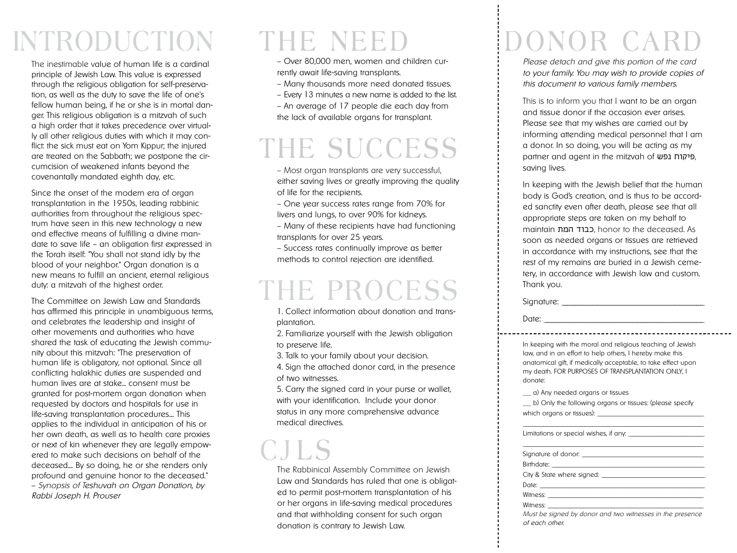# INTRODUCTION

The inestimable value of human life is a cardinal principle of Jewish Law. This value is expressed through the religious obligation for self-preservation, as well as the duty to save the life of one's fellow human being, if he or she is in mortal danger. This religious obligation is a mitzvah of such a high order that it takes precedence over virtually all other religious duties with which it may conflict: the sick must eat on Yom Kippur; the injured are treated on the Sabbath; we postpone the circumcision of weakened infants beyond the covenantally mandated eighth day, etc.

Since the onset of the modern era of organ transplantation in the 1950s, leading rabbinic authorities from throughout the religious spectrum have seen in this new technology a new and effective means of fulfilling a divine mandate to save life – an obligation first expressed in the Torah itself: "You shall not stand idly by the blood of your neighbor." Organ donation is a new means to fulfill an ancient, eternal religious duty: a mitzvah of the highest order.

The Committee on Jewish Law and Standards has affirmed this principle in unambiguous terms, and celebrates the leadership and insight of other movements and authorities who have shared the task of educating the Jewish community about this mitzvah: "The preservation of human life is obligatory, not optional. Since all conflicting halakhic duties are suspended and human lives are at stake… consent must be granted for post-mortem organ donation when requested by doctors and hospitals for use in life-saving transplantation procedures.… This applies to the individual in anticipation of his or her own death, as well as to health care proxies or next of kin whenever they are legally empowered to make such decisions on behalf of the deceased.… By so doing, he or she renders only profound and genuine honor to the deceased."
*– Synopsis of Teshuvah on Organ Donation, by Rabbi Joseph H. Prouser*

# THE NEED

– Over 80,000 men, women and children currently await life-saving transplants.
– Many thousands more need donated tissues.
– Every 13 minutes a new name is added to the list.
– An average of 17 people die each day from the lack of available organs for transplant.

# THE SUCCESS

– Most organ transplants are very successful, either saving lives or greatly improving the quality of life for the recipients.
– One year success rates range from 70% for livers and lungs, to over 90% for kidneys.
– Many of these recipients have had functioning transplants for over 25 years.
– Success rates continually improve as better methods to control rejection are identified.

# THE PROCESS

1. Collect information about donation and transplantation.
2. Familiarize yourself with the Jewish obligation to preserve life.
3. Talk to your family about your decision.
4. Sign the attached donor card, in the presence of two witnesses.
5. Carry the signed card in your purse or wallet, with your identification. Include your donor status in any more comprehensive advance medical directives.

# CJLS

The Rabbinical Assembly Committee on Jewish Law and Standards has ruled that one is obligated to permit post-mortem transplantation of his or her organs in life-saving medical procedures and that withholding consent for such organ donation is contrary to Jewish Law.

# DONOR CARD

*Please detach and give this portion of the card to your family. You may wish to provide copies of this document to various family members.*

This is to inform you that I want to be an organ and tissue donor if the occasion ever arises. Please see that my wishes are carried out by informing attending medical personnel that I am a donor. In so doing, you will be acting as my partner and agent in the mitzvah of פיקוח נפש, saving lives.

In keeping with the Jewish belief that the human body is God's creation, and is thus to be accorded sanctity even after death, please see that all appropriate steps are taken on my behalf to maintain כבוד המת, honor to the deceased. As soon as needed organs or tissues are retrieved in accordance with my instructions, see that the rest of my remains are buried in a Jewish cemetery, in accordance with Jewish law and custom. Thank you.

Signature: ______________________________

Date: ______________________________

---

In keeping with the moral and religious teaching of Jewish law, and in an effort to help others, I hereby make this anatomical gift, if medically acceptable, to take effect upon my death. FOR PURPOSES OF TRANSPLANTATION ONLY, I donate:

__ a) Any needed organs or tissues

__ b) Only the following organs or tissues: (please specify which organs or tissues): ______________________________

______________________________

Limitations or special wishes, if any: ______________________________

______________________________

Signature of donor: ______________________________

Birthdate: ______________________________

City & State where signed: ______________________________

Date: ______________________________

Witness: ______________________________

Witness: ______________________________

*Must be signed by donor and two witnesses in the presence of each other.*